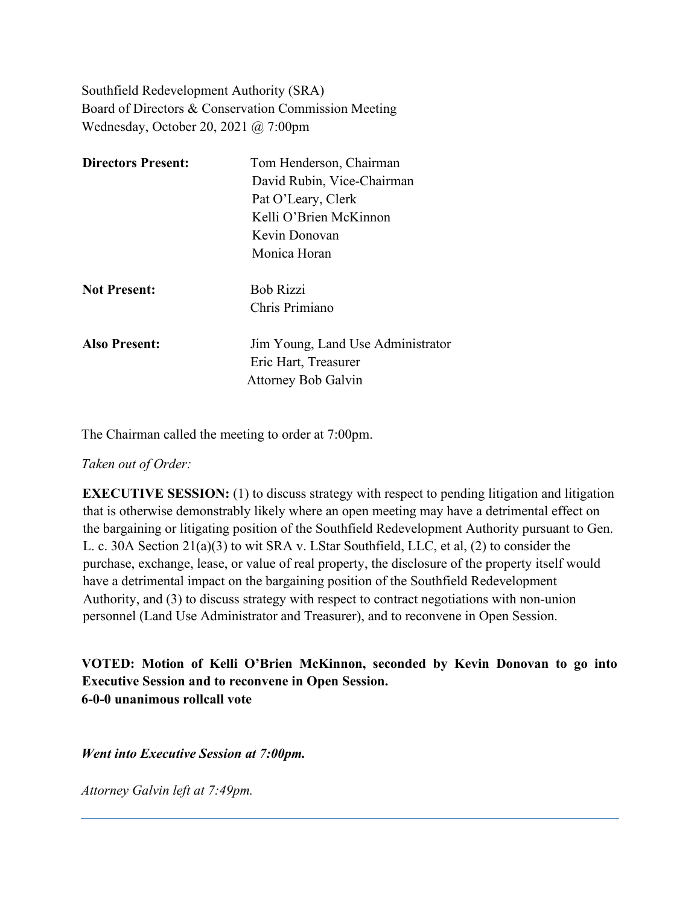Southfield Redevelopment Authority (SRA)
Board of Directors & Conservation Commission Meeting
Wednesday, October 20, 2021 @ 7:00pm

| | |
|---|---|
| **Directors Present:** | Tom Henderson, Chairman |
| | David Rubin, Vice-Chairman |
| | Pat O'Leary, Clerk |
| | Kelli O'Brien McKinnon |
| | Kevin Donovan |
| | Monica Horan |
| **Not Present:** | Bob Rizzi |
| | Chris Primiano |
| **Also Present:** | Jim Young, Land Use Administrator |
| | Eric Hart, Treasurer |
| | Attorney Bob Galvin |

The Chairman called the meeting to order at 7:00pm.

*Taken out of Order:*

**EXECUTIVE SESSION:** (1) to discuss strategy with respect to pending litigation and litigation that is otherwise demonstrably likely where an open meeting may have a detrimental effect on the bargaining or litigating position of the Southfield Redevelopment Authority pursuant to Gen. L. c. 30A Section 21(a)(3) to wit SRA v. LStar Southfield, LLC, et al, (2) to consider the purchase, exchange, lease, or value of real property, the disclosure of the property itself would have a detrimental impact on the bargaining position of the Southfield Redevelopment Authority, and (3) to discuss strategy with respect to contract negotiations with non-union personnel (Land Use Administrator and Treasurer), and to reconvene in Open Session.

**VOTED: Motion of Kelli O'Brien McKinnon, seconded by Kevin Donovan to go into Executive Session and to reconvene in Open Session.**
**6-0-0 unanimous rollcall vote**

***Went into Executive Session at 7:00pm.***

*Attorney Galvin left at 7:49pm.*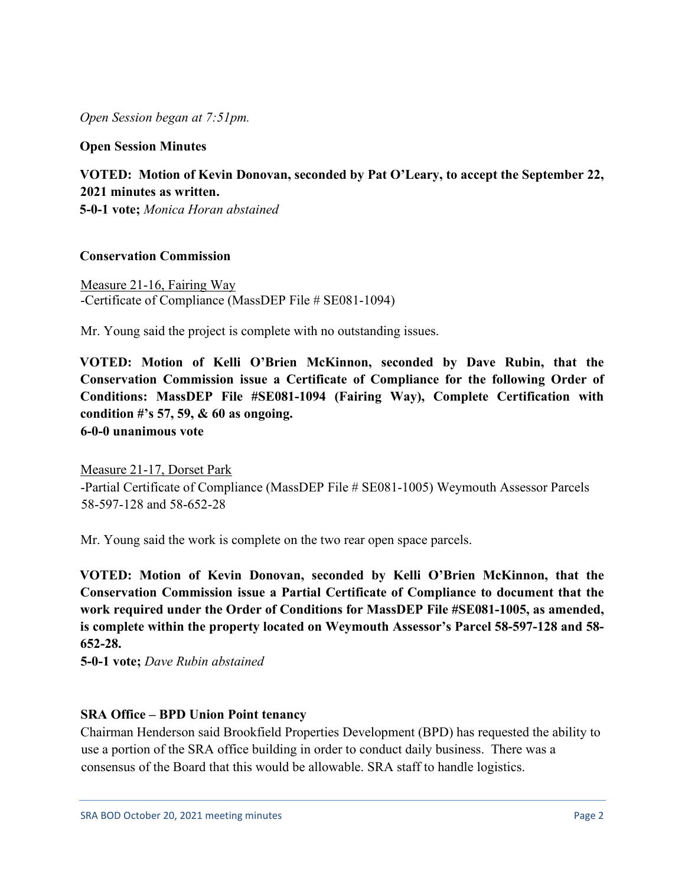*Open Session began at 7:51pm.*

**Open Session Minutes**

**VOTED: Motion of Kevin Donovan, seconded by Pat O'Leary, to accept the September 22, 2021 minutes as written.**
**5-0-1 vote;** *Monica Horan abstained*

**Conservation Commission**

Measure 21-16, Fairing Way
-Certificate of Compliance (MassDEP File # SE081-1094)

Mr. Young said the project is complete with no outstanding issues.

**VOTED: Motion of Kelli O'Brien McKinnon, seconded by Dave Rubin, that the Conservation Commission issue a Certificate of Compliance for the following Order of Conditions: MassDEP File #SE081-1094 (Fairing Way), Complete Certification with condition #'s 57, 59, & 60 as ongoing.**
**6-0-0 unanimous vote**

Measure 21-17, Dorset Park
-Partial Certificate of Compliance (MassDEP File # SE081-1005) Weymouth Assessor Parcels 58-597-128 and 58-652-28

Mr. Young said the work is complete on the two rear open space parcels.

**VOTED: Motion of Kevin Donovan, seconded by Kelli O'Brien McKinnon, that the Conservation Commission issue a Partial Certificate of Compliance to document that the work required under the Order of Conditions for MassDEP File #SE081-1005, as amended, is complete within the property located on Weymouth Assessor's Parcel 58-597-128 and 58-652-28.**
**5-0-1 vote;** *Dave Rubin abstained*

**SRA Office – BPD Union Point tenancy**

Chairman Henderson said Brookfield Properties Development (BPD) has requested the ability to use a portion of the SRA office building in order to conduct daily business. There was a consensus of the Board that this would be allowable. SRA staff to handle logistics.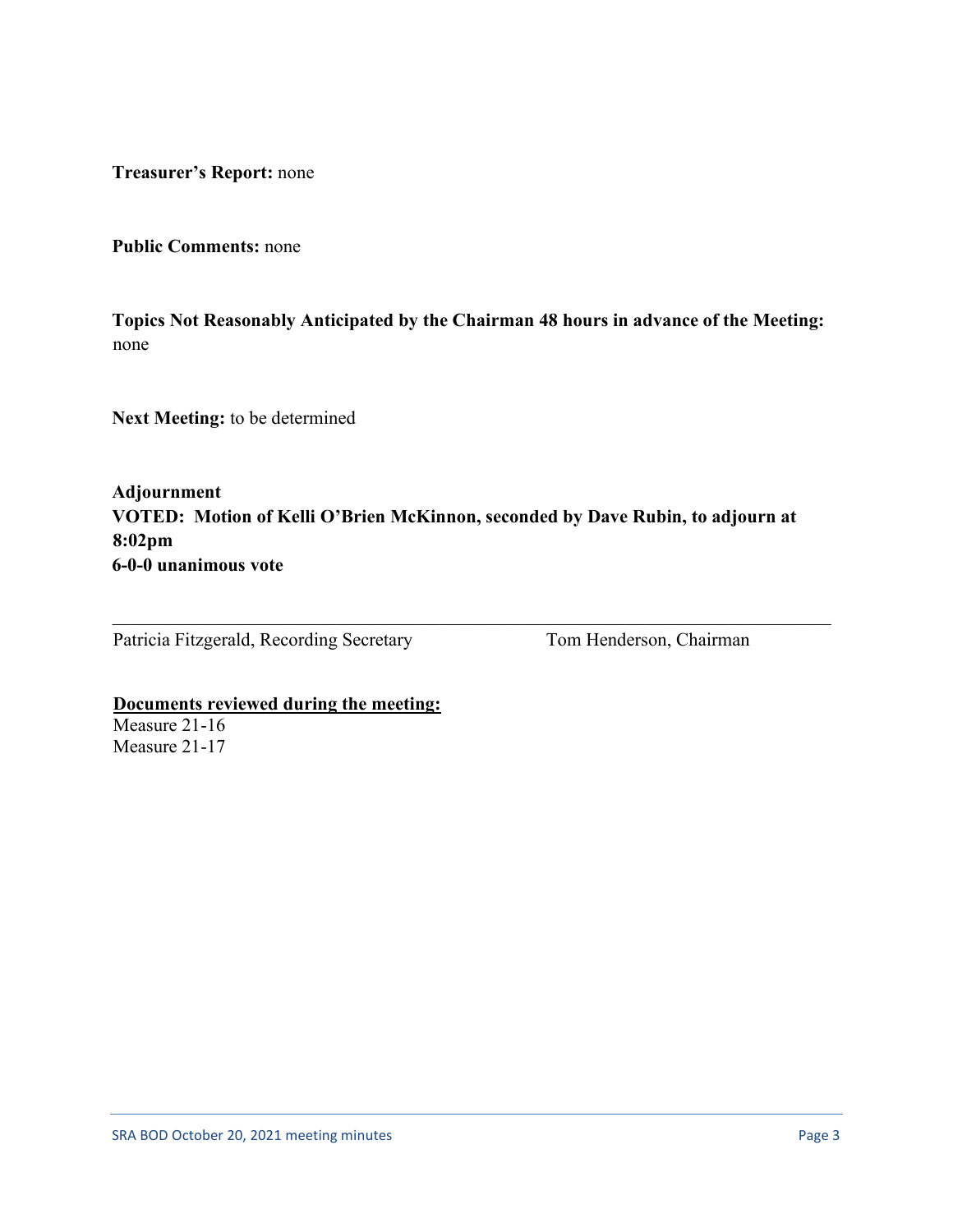**Treasurer's Report:** none

**Public Comments:** none

**Topics Not Reasonably Anticipated by the Chairman 48 hours in advance of the Meeting:** none

**Next Meeting:** to be determined

**Adjournment**
**VOTED: Motion of Kelli O'Brien McKinnon, seconded by Dave Rubin, to adjourn at 8:02pm**
**6-0-0 unanimous vote**

---

Patricia Fitzgerald, Recording Secretary          Tom Henderson, Chairman

**Documents reviewed during the meeting:**
Measure 21-16
Measure 21-17